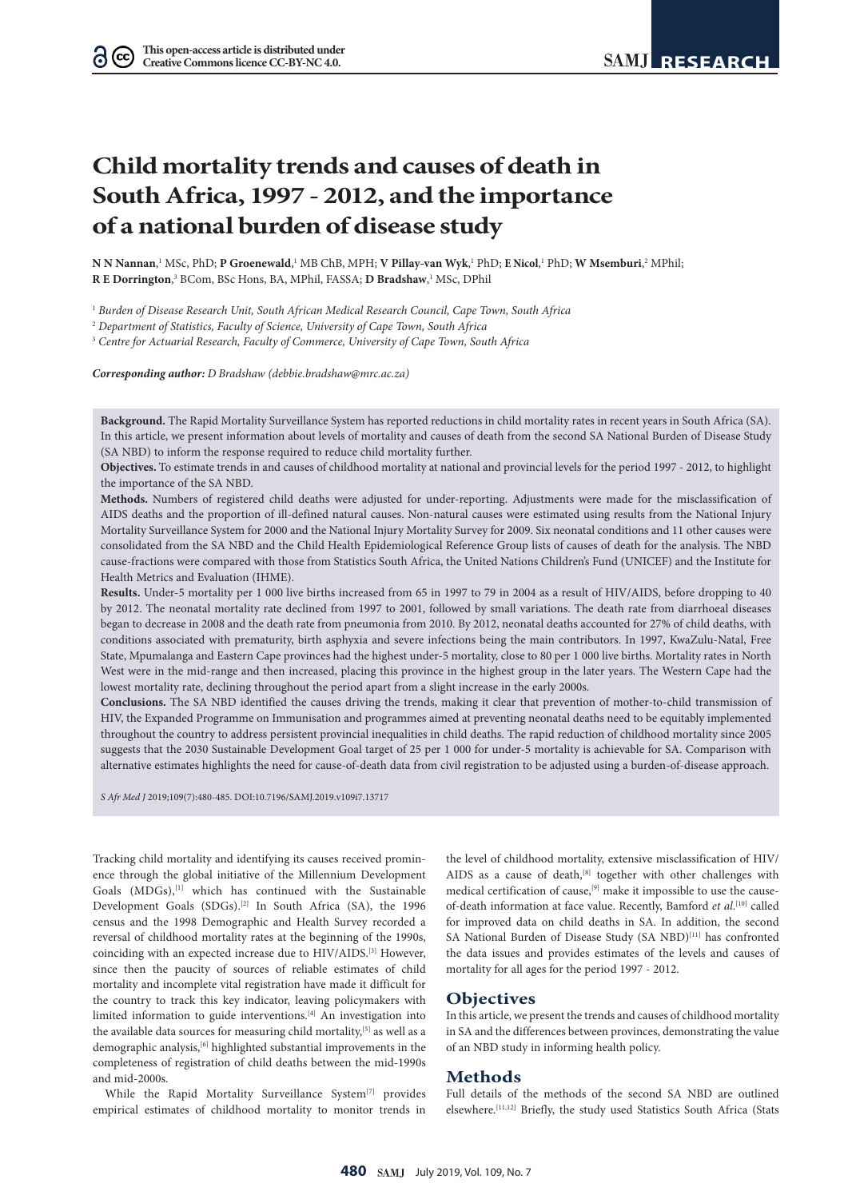# Child mortality trends and causes of death in South Africa, 1997 - 2012, and the importance of a national burden of disease study

**N N Nannan**,[1] MSc, PhD; **P Groenewald**,[1] MB ChB, MPH; **V Pillay-van Wyk**,[1] PhD; **E Nicol**,[1] PhD; **W Msemburi**,[2] MPhil; **R E Dorrington**,[3] BCom, BSc Hons, BA, MPhil, FASSA; **D Bradshaw**,[1] MSc, DPhil

[1] *Burden of Disease Research Unit, South African Medical Research Council, Cape Town, South Africa*

[2] *Department of Statistics, Faculty of Science, University of Cape Town, South Africa*

[3] *Centre for Actuarial Research, Faculty of Commerce, University of Cape Town, South Africa*

***Corresponding author:*** *D Bradshaw (debbie.bradshaw@mrc.ac.za)*

**Background.** The Rapid Mortality Surveillance System has reported reductions in child mortality rates in recent years in South Africa (SA). In this article, we present information about levels of mortality and causes of death from the second SA National Burden of Disease Study (SA NBD) to inform the response required to reduce child mortality further.

**Objectives.** To estimate trends in and causes of childhood mortality at national and provincial levels for the period 1997 - 2012, to highlight the importance of the SA NBD.

**Methods.** Numbers of registered child deaths were adjusted for under-reporting. Adjustments were made for the misclassification of AIDS deaths and the proportion of ill-defined natural causes. Non-natural causes were estimated using results from the National Injury Mortality Surveillance System for 2000 and the National Injury Mortality Survey for 2009. Six neonatal conditions and 11 other causes were consolidated from the SA NBD and the Child Health Epidemiological Reference Group lists of causes of death for the analysis. The NBD cause-fractions were compared with those from Statistics South Africa, the United Nations Children's Fund (UNICEF) and the Institute for Health Metrics and Evaluation (IHME).

**Results.** Under-5 mortality per 1 000 live births increased from 65 in 1997 to 79 in 2004 as a result of HIV/AIDS, before dropping to 40 by 2012. The neonatal mortality rate declined from 1997 to 2001, followed by small variations. The death rate from diarrhoeal diseases began to decrease in 2008 and the death rate from pneumonia from 2010. By 2012, neonatal deaths accounted for 27% of child deaths, with conditions associated with prematurity, birth asphyxia and severe infections being the main contributors. In 1997, KwaZulu-Natal, Free State, Mpumalanga and Eastern Cape provinces had the highest under-5 mortality, close to 80 per 1 000 live births. Mortality rates in North West were in the mid-range and then increased, placing this province in the highest group in the later years. The Western Cape had the lowest mortality rate, declining throughout the period apart from a slight increase in the early 2000s.

**Conclusions.** The SA NBD identified the causes driving the trends, making it clear that prevention of mother-to-child transmission of HIV, the Expanded Programme on Immunisation and programmes aimed at preventing neonatal deaths need to be equitably implemented throughout the country to address persistent provincial inequalities in child deaths. The rapid reduction of childhood mortality since 2005 suggests that the 2030 Sustainable Development Goal target of 25 per 1 000 for under-5 mortality is achievable for SA. Comparison with alternative estimates highlights the need for cause-of-death data from civil registration to be adjusted using a burden-of-disease approach.

*S Afr Med J* 2019;109(7):480-485. DOI:10.7196/SAMJ.2019.v109i7.13717

Tracking child mortality and identifying its causes received prominence through the global initiative of the Millennium Development Goals (MDGs),[1] which has continued with the Sustainable Development Goals (SDGs).[2] In South Africa (SA), the 1996 census and the 1998 Demographic and Health Survey recorded a reversal of childhood mortality rates at the beginning of the 1990s, coinciding with an expected increase due to HIV/AIDS.[3] However, since then the paucity of sources of reliable estimates of child mortality and incomplete vital registration have made it difficult for the country to track this key indicator, leaving policymakers with limited information to guide interventions.[4] An investigation into the available data sources for measuring child mortality,[5] as well as a demographic analysis,[6] highlighted substantial improvements in the completeness of registration of child deaths between the mid-1990s and mid-2000s.

While the Rapid Mortality Surveillance System[7] provides empirical estimates of childhood mortality to monitor trends in the level of childhood mortality, extensive misclassification of HIV/AIDS as a cause of death,[8] together with other challenges with medical certification of cause,[9] make it impossible to use the cause-of-death information at face value. Recently, Bamford *et al*.[10] called for improved data on child deaths in SA. In addition, the second SA National Burden of Disease Study (SA NBD)[11] has confronted the data issues and provides estimates of the levels and causes of mortality for all ages for the period 1997 - 2012.

## Objectives

In this article, we present the trends and causes of childhood mortality in SA and the differences between provinces, demonstrating the value of an NBD study in informing health policy.

## Methods

Full details of the methods of the second SA NBD are outlined elsewhere.[11,12] Briefly, the study used Statistics South Africa (Stats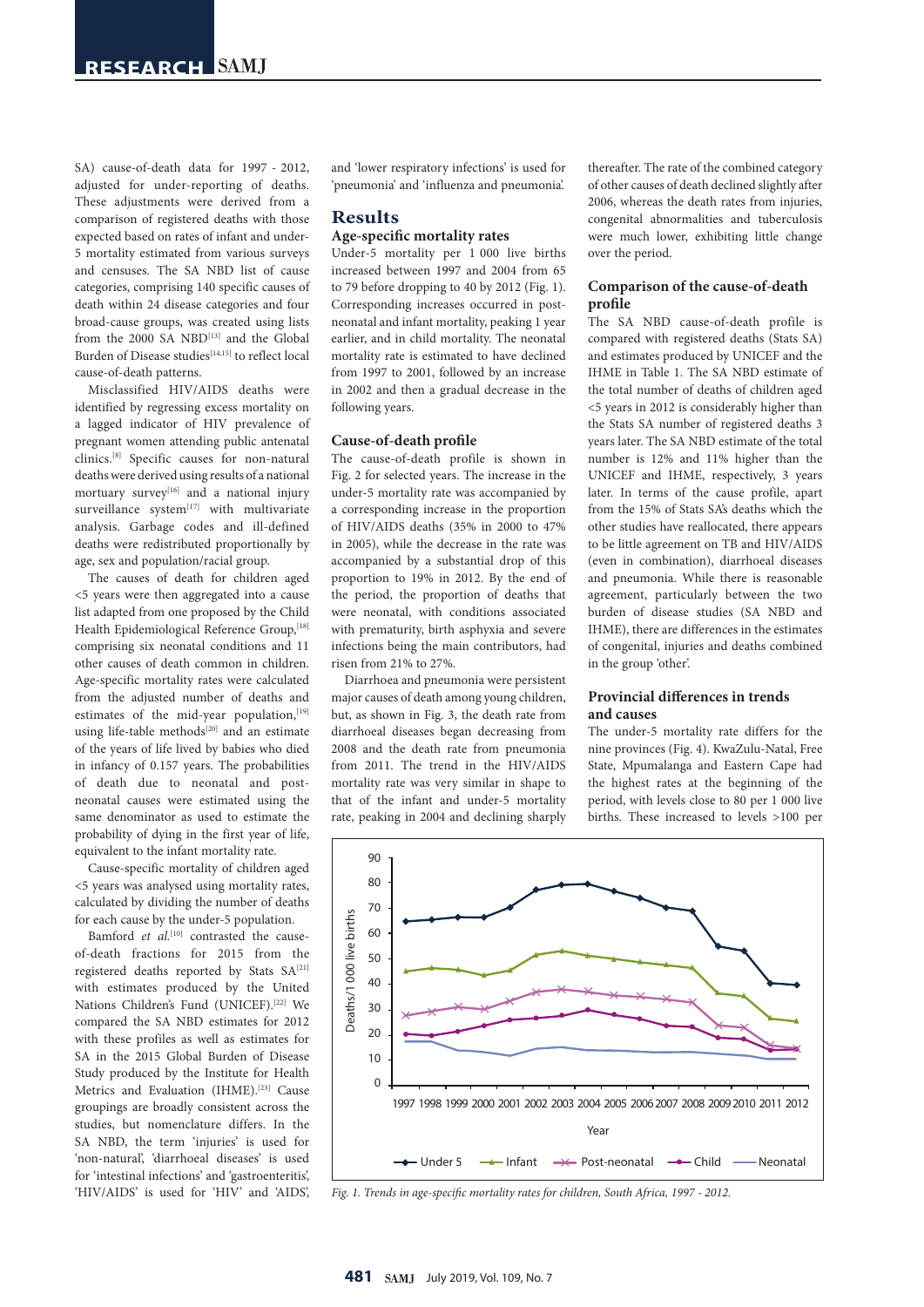SA) cause-of-death data for 1997 - 2012, adjusted for under-reporting of deaths. These adjustments were derived from a comparison of registered deaths with those expected based on rates of infant and under-5 mortality estimated from various surveys and censuses. The SA NBD list of cause categories, comprising 140 specific causes of death within 24 disease categories and four broad-cause groups, was created using lists from the 2000 SA NBD[13] and the Global Burden of Disease studies[14,15] to reflect local cause-of-death patterns.

Misclassified HIV/AIDS deaths were identified by regressing excess mortality on a lagged indicator of HIV prevalence of pregnant women attending public antenatal clinics.[8] Specific causes for non-natural deaths were derived using results of a national mortuary survey[16] and a national injury surveillance system[17] with multivariate analysis. Garbage codes and ill-defined deaths were redistributed proportionally by age, sex and population/racial group.

The causes of death for children aged <5 years were then aggregated into a cause list adapted from one proposed by the Child Health Epidemiological Reference Group,[18] comprising six neonatal conditions and 11 other causes of death common in children. Age-specific mortality rates were calculated from the adjusted number of deaths and estimates of the mid-year population,[19] using life-table methods[20] and an estimate of the years of life lived by babies who died in infancy of 0.157 years. The probabilities of death due to neonatal and post-neonatal causes were estimated using the same denominator as used to estimate the probability of dying in the first year of life, equivalent to the infant mortality rate.

Cause-specific mortality of children aged <5 years was analysed using mortality rates, calculated by dividing the number of deaths for each cause by the under-5 population.

Bamford *et al.*[10] contrasted the cause-of-death fractions for 2015 from the registered deaths reported by Stats SA[21] with estimates produced by the United Nations Children's Fund (UNICEF).[22] We compared the SA NBD estimates for 2012 with these profiles as well as estimates for SA in the 2015 Global Burden of Disease Study produced by the Institute for Health Metrics and Evaluation (IHME).[23] Cause groupings are broadly consistent across the studies, but nomenclature differs. In the SA NBD, the term 'injuries' is used for 'non-natural', 'diarrhoeal diseases' is used for 'intestinal infections' and 'gastroenteritis', 'HIV/AIDS' is used for 'HIV' and 'AIDS', and 'lower respiratory infections' is used for 'pneumonia' and 'influenza and pneumonia'.

## Results

### Age-specific mortality rates

Under-5 mortality per 1 000 live births increased between 1997 and 2004 from 65 to 79 before dropping to 40 by 2012 (Fig. 1). Corresponding increases occurred in post-neonatal and infant mortality, peaking 1 year earlier, and in child mortality. The neonatal mortality rate is estimated to have declined from 1997 to 2001, followed by an increase in 2002 and then a gradual decrease in the following years.

### Cause-of-death profile

The cause-of-death profile is shown in Fig. 2 for selected years. The increase in the under-5 mortality rate was accompanied by a corresponding increase in the proportion of HIV/AIDS deaths (35% in 2000 to 47% in 2005), while the decrease in the rate was accompanied by a substantial drop of this proportion to 19% in 2012. By the end of the period, the proportion of deaths that were neonatal, with conditions associated with prematurity, birth asphyxia and severe infections being the main contributors, had risen from 21% to 27%.

Diarrhoea and pneumonia were persistent major causes of death among young children, but, as shown in Fig. 3, the death rate from diarrhoeal diseases began decreasing from 2008 and the death rate from pneumonia from 2011. The trend in the HIV/AIDS mortality rate was very similar in shape to that of the infant and under-5 mortality rate, peaking in 2004 and declining sharply thereafter. The rate of the combined category of other causes of death declined slightly after 2006, whereas the death rates from injuries, congenital abnormalities and tuberculosis were much lower, exhibiting little change over the period.

### Comparison of the cause-of-death profile

The SA NBD cause-of-death profile is compared with registered deaths (Stats SA) and estimates produced by UNICEF and the IHME in Table 1. The SA NBD estimate of the total number of deaths of children aged <5 years in 2012 is considerably higher than the Stats SA number of registered deaths 3 years later. The SA NBD estimate of the total number is 12% and 11% higher than the UNICEF and IHME, respectively, 3 years later. In terms of the cause profile, apart from the 15% of Stats SA's deaths which the other studies have reallocated, there appears to be little agreement on TB and HIV/AIDS (even in combination), diarrhoeal diseases and pneumonia. While there is reasonable agreement, particularly between the two burden of disease studies (SA NBD and IHME), there are differences in the estimates of congenital, injuries and deaths combined in the group 'other'.

### Provincial differences in trends and causes

The under-5 mortality rate differs for the nine provinces (Fig. 4). KwaZulu-Natal, Free State, Mpumalanga and Eastern Cape had the highest rates at the beginning of the period, with levels close to 80 per 1 000 live births. These increased to levels >100 per

*Fig. 1. Trends in age-specific mortality rates for children, South Africa, 1997 - 2012.*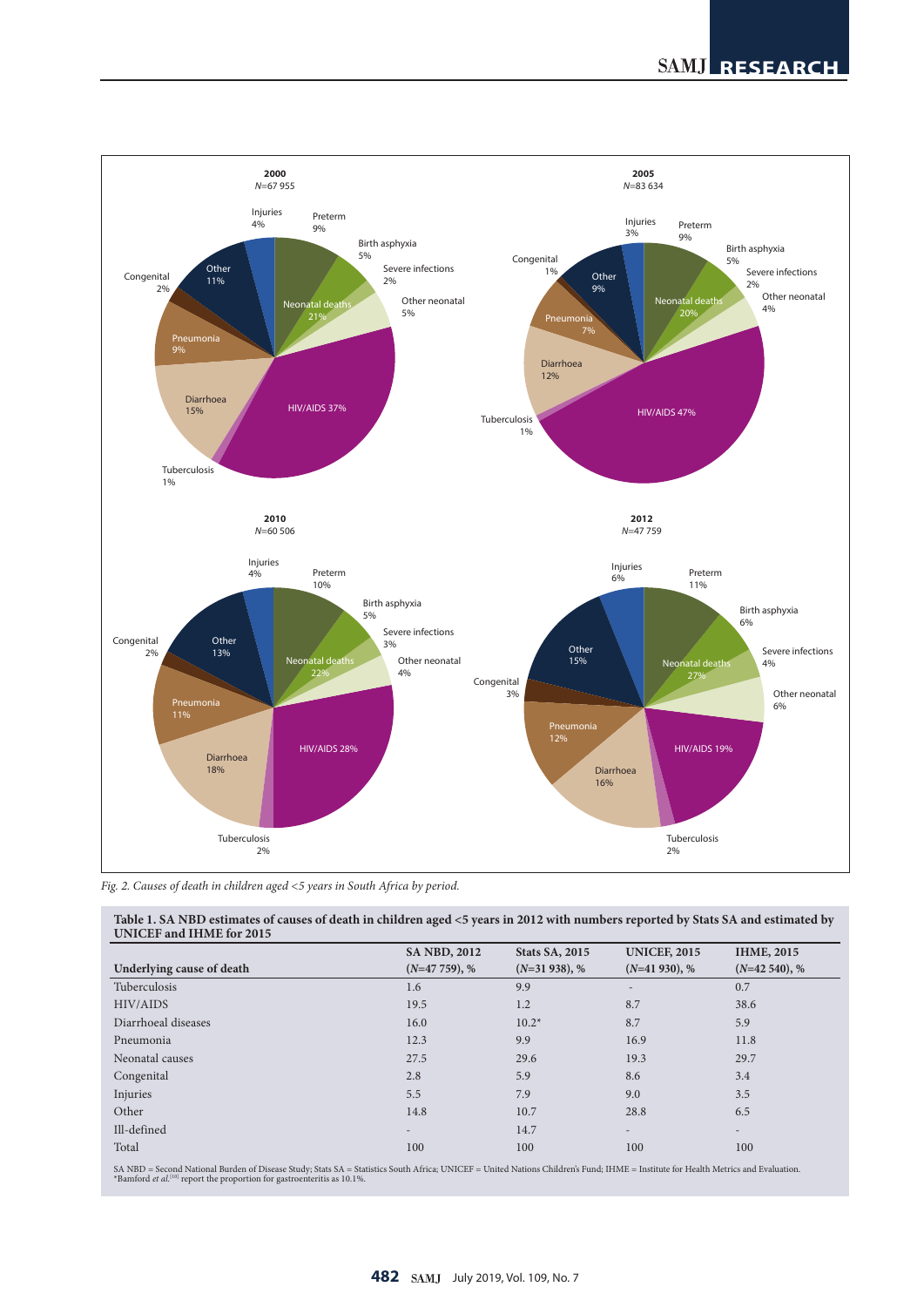*Fig. 2. Causes of death in children aged <5 years in South Africa by period.*

**Table 1. SA NBD estimates of causes of death in children aged <5 years in 2012 with numbers reported by Stats SA and estimated by UNICEF and IHME for 2015**

| Underlying cause of death | SA NBD, 2012 (*N*=47 759), % | Stats SA, 2015 (*N*=31 938), % | UNICEF, 2015 (*N*=41 930), % | IHME, 2015 (*N*=42 540), % |
|---|---|---|---|---|
| Tuberculosis | 1.6 | 9.9 | - | 0.7 |
| HIV/AIDS | 19.5 | 1.2 | 8.7 | 38.6 |
| Diarrhoeal diseases | 16.0 | 10.2* | 8.7 | 5.9 |
| Pneumonia | 12.3 | 9.9 | 16.9 | 11.8 |
| Neonatal causes | 27.5 | 29.6 | 19.3 | 29.7 |
| Congenital | 2.8 | 5.9 | 8.6 | 3.4 |
| Injuries | 5.5 | 7.9 | 9.0 | 3.5 |
| Other | 14.8 | 10.7 | 28.8 | 6.5 |
| Ill-defined | - | 14.7 | - | - |
| Total | 100 | 100 | 100 | 100 |

SA NBD = Second National Burden of Disease Study; Stats SA = Statistics South Africa; UNICEF = United Nations Children's Fund; IHME = Institute for Health Metrics and Evaluation.
*Bamford *et al.*[10] report the proportion for gastroenteritis as 10.1%.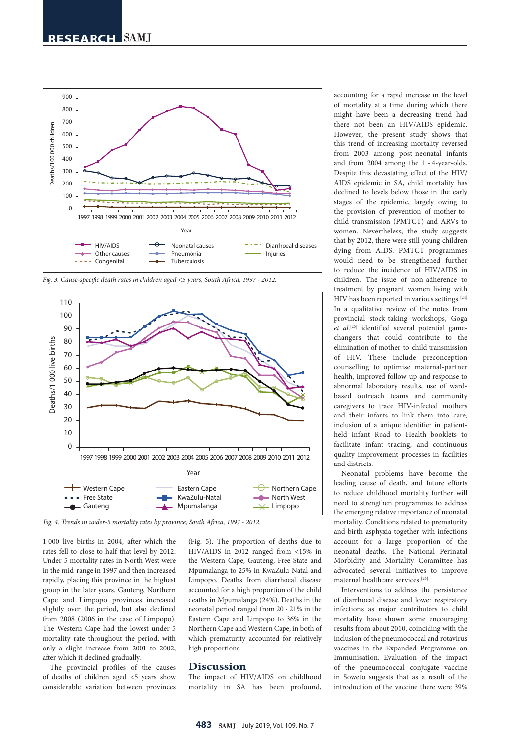Fig. 3. Cause-specific death rates in children aged <5 years, South Africa, 1997 - 2012.

Fig. 4. Trends in under-5 mortality rates by province, South Africa, 1997 - 2012.

1 000 live births in 2004, after which the rates fell to close to half that level by 2012. Under-5 mortality rates in North West were in the mid-range in 1997 and then increased rapidly, placing this province in the highest group in the later years. Gauteng, Northern Cape and Limpopo provinces increased slightly over the period, but also declined from 2008 (2006 in the case of Limpopo). The Western Cape had the lowest under-5 mortality rate throughout the period, with only a slight increase from 2001 to 2002, after which it declined gradually.

The provincial profiles of the causes of deaths of children aged <5 years show considerable variation between provinces (Fig. 5). The proportion of deaths due to HIV/AIDS in 2012 ranged from <15% in the Western Cape, Gauteng, Free State and Mpumalanga to 25% in KwaZulu-Natal and Limpopo. Deaths from diarrhoeal disease accounted for a high proportion of the child deaths in Mpumalanga (24%). Deaths in the neonatal period ranged from 20 - 21% in the Eastern Cape and Limpopo to 36% in the Northern Cape and Western Cape, in both of which prematurity accounted for relatively high proportions.

## Discussion

The impact of HIV/AIDS on childhood mortality in SA has been profound, accounting for a rapid increase in the level of mortality at a time during which there might have been a decreasing trend had there not been an HIV/AIDS epidemic. However, the present study shows that this trend of increasing mortality reversed from 2003 among post-neonatal infants and from 2004 among the 1 - 4-year-olds. Despite this devastating effect of the HIV/AIDS epidemic in SA, child mortality has declined to levels below those in the early stages of the epidemic, largely owing to the provision of prevention of mother-to-child transmission (PMTCT) and ARVs to women. Nevertheless, the study suggests that by 2012, there were still young children dying from AIDS. PMTCT programmes would need to be strengthened further to reduce the incidence of HIV/AIDS in children. The issue of non-adherence to treatment by pregnant women living with HIV has been reported in various settings.[24] In a qualitative review of the notes from provincial stock-taking workshops, Goga *et al.*[25] identified several potential game-changers that could contribute to the elimination of mother-to-child transmission of HIV. These include preconception counselling to optimise maternal-partner health, improved follow-up and response to abnormal laboratory results, use of ward-based outreach teams and community caregivers to trace HIV-infected mothers and their infants to link them into care, inclusion of a unique identifier in patient-held infant Road to Health booklets to facilitate infant tracing, and continuous quality improvement processes in facilities and districts.

Neonatal problems have become the leading cause of death, and future efforts to reduce childhood mortality further will need to strengthen programmes to address the emerging relative importance of neonatal mortality. Conditions related to prematurity and birth asphyxia together with infections account for a large proportion of the neonatal deaths. The National Perinatal Morbidity and Mortality Committee has advocated several initiatives to improve maternal healthcare services.[26]

Interventions to address the persistence of diarrhoeal disease and lower respiratory infections as major contributors to child mortality have shown some encouraging results from about 2010, coinciding with the inclusion of the pneumococcal and rotavirus vaccines in the Expanded Programme on Immunisation. Evaluation of the impact of the pneumococcal conjugate vaccine in Soweto suggests that as a result of the introduction of the vaccine there were 39%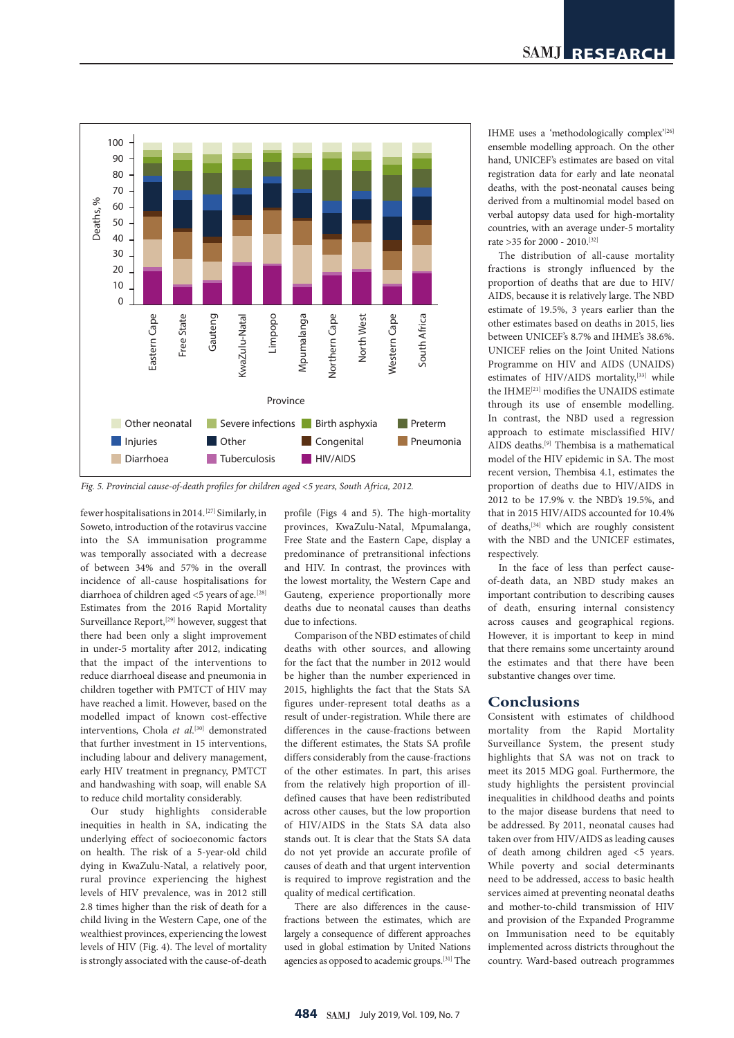Fig. 5. Provincial cause-of-death profiles for children aged <5 years, South Africa, 2012.

fewer hospitalisations in 2014.[27] Similarly, in Soweto, introduction of the rotavirus vaccine into the SA immunisation programme was temporally associated with a decrease of between 34% and 57% in the overall incidence of all-cause hospitalisations for diarrhoea of children aged <5 years of age.[28] Estimates from the 2016 Rapid Mortality Surveillance Report,[29] however, suggest that there had been only a slight improvement in under-5 mortality after 2012, indicating that the impact of the interventions to reduce diarrhoeal disease and pneumonia in children together with PMTCT of HIV may have reached a limit. However, based on the modelled impact of known cost-effective interventions, Chola *et al.*[30] demonstrated that further investment in 15 interventions, including labour and delivery management, early HIV treatment in pregnancy, PMTCT and handwashing with soap, will enable SA to reduce child mortality considerably.

Our study highlights considerable inequities in health in SA, indicating the underlying effect of socioeconomic factors on health. The risk of a 5-year-old child dying in KwaZulu-Natal, a relatively poor, rural province experiencing the highest levels of HIV prevalence, was in 2012 still 2.8 times higher than the risk of death for a child living in the Western Cape, one of the wealthiest provinces, experiencing the lowest levels of HIV (Fig. 4). The level of mortality is strongly associated with the cause-of-death profile (Figs 4 and 5). The high-mortality provinces, KwaZulu-Natal, Mpumalanga, Free State and the Eastern Cape, display a predominance of pretransitional infections and HIV. In contrast, the provinces with the lowest mortality, the Western Cape and Gauteng, experience proportionally more deaths due to neonatal causes than deaths due to infections.

Comparison of the NBD estimates of child deaths with other sources, and allowing for the fact that the number in 2012 would be higher than the number experienced in 2015, highlights the fact that the Stats SA figures under-represent total deaths as a result of under-registration. While there are differences in the cause-fractions between the different estimates, the Stats SA profile differs considerably from the cause-fractions of the other estimates. In part, this arises from the relatively high proportion of ill-defined causes that have been redistributed across other causes, but the low proportion of HIV/AIDS in the Stats SA data also stands out. It is clear that the Stats SA data do not yet provide an accurate profile of causes of death and that urgent intervention is required to improve registration and the quality of medical certification.

There are also differences in the cause-fractions between the estimates, which are largely a consequence of different approaches used in global estimation by United Nations agencies as opposed to academic groups.[31] The IHME uses a 'methodologically complex'[26] ensemble modelling approach. On the other hand, UNICEF's estimates are based on vital registration data for early and late neonatal deaths, with the post-neonatal causes being derived from a multinomial model based on verbal autopsy data used for high-mortality countries, with an average under-5 mortality rate >35 for 2000 - 2010.[32]

The distribution of all-cause mortality fractions is strongly influenced by the proportion of deaths that are due to HIV/AIDS, because it is relatively large. The NBD estimate of 19.5%, 3 years earlier than the other estimates based on deaths in 2015, lies between UNICEF's 8.7% and IHME's 38.6%. UNICEF relies on the Joint United Nations Programme on HIV and AIDS (UNAIDS) estimates of HIV/AIDS mortality,[33] while the IHME[21] modifies the UNAIDS estimate through its use of ensemble modelling. In contrast, the NBD used a regression approach to estimate misclassified HIV/AIDS deaths.[9] Thembisa is a mathematical model of the HIV epidemic in SA. The most recent version, Thembisa 4.1, estimates the proportion of deaths due to HIV/AIDS in 2012 to be 17.9% v. the NBD's 19.5%, and that in 2015 HIV/AIDS accounted for 10.4% of deaths,[34] which are roughly consistent with the NBD and the UNICEF estimates, respectively.

In the face of less than perfect cause-of-death data, an NBD study makes an important contribution to describing causes of death, ensuring internal consistency across causes and geographical regions. However, it is important to keep in mind that there remains some uncertainty around the estimates and that there have been substantive changes over time.

## Conclusions

Consistent with estimates of childhood mortality from the Rapid Mortality Surveillance System, the present study highlights that SA was not on track to meet its 2015 MDG goal. Furthermore, the study highlights the persistent provincial inequalities in childhood deaths and points to the major disease burdens that need to be addressed. By 2011, neonatal causes had taken over from HIV/AIDS as leading causes of death among children aged <5 years. While poverty and social determinants need to be addressed, access to basic health services aimed at preventing neonatal deaths and mother-to-child transmission of HIV and provision of the Expanded Programme on Immunisation need to be equitably implemented across districts throughout the country. Ward-based outreach programmes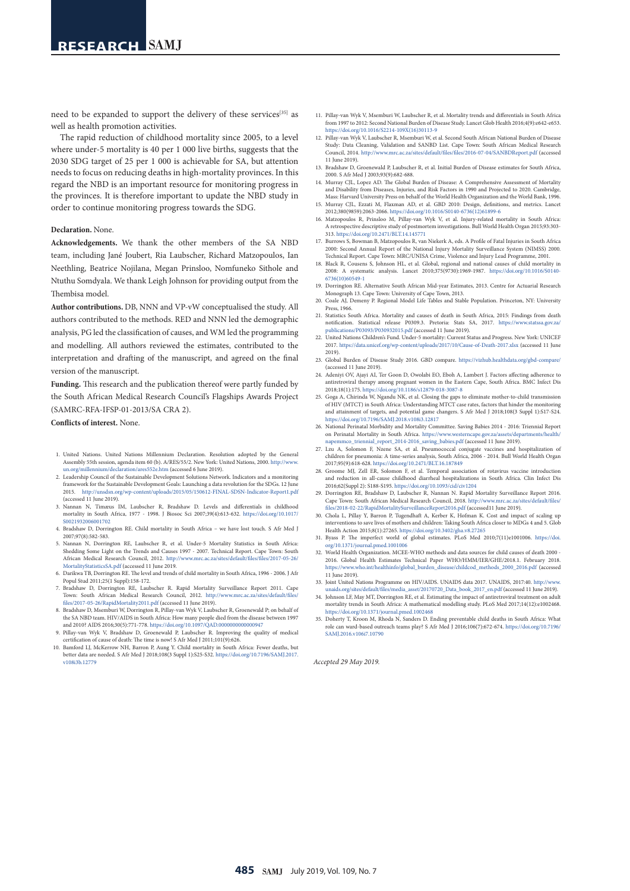need to be expanded to support the delivery of these services[35] as well as health promotion activities.

The rapid reduction of childhood mortality since 2005, to a level where under-5 mortality is 40 per 1 000 live births, suggests that the 2030 SDG target of 25 per 1 000 is achievable for SA, but attention needs to focus on reducing deaths in high-mortality provinces. In this regard the NBD is an important resource for monitoring progress in the provinces. It is therefore important to update the NBD study in order to continue monitoring progress towards the SDG.

**Declaration.** None.

**Acknowledgements.** We thank the other members of the SA NBD team, including Jané Joubert, Ria Laubscher, Richard Matzopoulos, Ian Neethling, Beatrice Nojilana, Megan Prinsloo, Nomfuneko Sithole and Ntuthu Somdyala. We thank Leigh Johnson for providing output from the Thembisa model.

**Author contributions.** DB, NNN and VP-vW conceptualised the study. All authors contributed to the methods. RED and NNN led the demographic analysis, PG led the classification of causes, and WM led the programming and modelling. All authors reviewed the estimates, contributed to the interpretation and drafting of the manuscript, and agreed on the final version of the manuscript.

**Funding.** This research and the publication thereof were partly funded by the South African Medical Research Council's Flagships Awards Project (SAMRC-RFA-IFSP-01-2013/SA CRA 2).

**Conflicts of interest.** None.

1. United Nations. United Nations Millennium Declaration. Resolution adopted by the General Assembly 55th session, agenda item 60 (b). A/RES/55/2. New York: United Nations, 2000. http://www.un.org/millennium/declaration/ares552e.htm (accessed 6 June 2019).
2. Leadership Council of the Sustainable Development Solutions Network. Indicators and a monitoring framework for the Sustainable Development Goals: Launching a data revolution for the SDGs. 12 June 2015. http://unsdsn.org/wp-content/uploads/2015/05/150612-FINAL-SDSN-Indicator-Report1.pdf (accessed 11 June 2019).
3. Nannan N, Timæus IM, Laubscher R, Bradshaw D. Levels and differentials in childhood mortality in South Africa, 1977 - 1998. J Biosoc Sci 2007;39(4):613-632. https://doi.org/10.1017/S0021932006001702
4. Bradshaw D, Dorrington RE. Child mortality in South Africa – we have lost touch. S Afr Med J 2007;97(8):582-583.
5. Nannan N, Dorrington RE, Laubscher R, et al. Under-5 Mortality Statistics in South Africa: Shedding Some Light on the Trends and Causes 1997 - 2007. Technical Report. Cape Town: South African Medical Research Council, 2012. http://www.mrc.ac.za/sites/default/files/files/2017-05-26/MortalityStatisticsSA.pdf (accessed 11 June 2019).
6. Darikwa TB, Dorrington RE. The level and trends of child mortality in South Africa, 1996 - 2006. J Afr Popul Stud 2011;25(1 Suppl):158-172.
7. Bradshaw D, Dorrington RE, Laubscher R. Rapid Mortality Surveillance Report 2011. Cape Town: South African Medical Research Council, 2012. http://www.mrc.ac.za/sites/default/files/files/2017-05-26/RapidMortality2011.pdf (accessed 11 June 2019).
8. Bradshaw D, Msemburi W, Dorrington R, Pillay-van Wyk V, Laubscher R, Groenewald P; on behalf of the SA NBD team. HIV/AIDS in South Africa: How many people died from the disease between 1997 and 2010? AIDS 2016;30(5):771-778. https://doi.org/10.1097/QAD.0000000000000947
9. Pillay-van Wyk V, Bradshaw D, Groenewald P, Laubscher R. Improving the quality of medical certification of cause of death: The time is now! S Afr Med J 2011;101(9):626.
10. Bamford LJ, McKerrow NH, Barron P, Aung Y. Child mortality in South Africa: Fewer deaths, but better data are needed. S Afr Med J 2018;108(3 Suppl 1):S25-S32. https://doi.org/10.7196/SAMJ.2017.v108i3b.12779
11. Pillay-van Wyk V, Msemburi W, Laubscher R, et al. Mortality trends and differentials in South Africa from 1997 to 2012: Second National Burden of Disease Study. Lancet Glob Health 2016;4(9):e642-e653. https://doi.org/10.1016/S2214-109X(16)30113-9
12. Pillay-van Wyk V, Laubscher R, Msemburi W, et al. Second South African National Burden of Disease Study: Data Cleaning, Validation and SANBD List. Cape Town: South African Medical Research Council, 2014. http://www.mrc.ac.za/sites/default/files/files/2016-07-04/SANBDReport.pdf (accessed 11 June 2019).
13. Bradshaw D, Groenewald P, Laubscher R, et al. Initial Burden of Disease estimates for South Africa, 2000. S Afr Med J 2003;93(9):682-688.
14. Murray CJL, Lopez AD. The Global Burden of Disease: A Comprehensive Assessment of Mortality and Disability from Diseases, Injuries, and Risk Factors in 1990 and Projected to 2020. Cambridge, Mass: Harvard University Press on behalf of the World Health Organization and the World Bank, 1996.
15. Murray CJL, Ezzati M, Flaxman AD, et al. GBD 2010: Design, definitions, and metrics. Lancet 2012;380(9859):2063-2066. https://doi.org/10.1016/S0140-6736(12)61899-6
16. Matzopoulos R, Prinsloo M, Pillay-van Wyk V, et al. Injury-related mortality in South Africa: A retrospective descriptive study of postmortem investigations. Bull World Health Organ 2015;93:303-313. https://doi.org/10.2471/BLT.14.145771
17. Burrows S, Bowman B, Matzopoulos R, van Niekerk A, eds. A Profile of Fatal Injuries in South Africa 2000: Second Annual Report of the National Injury Mortality Surveillance System (NIMSS) 2000. Technical Report. Cape Town: MRC/UNISA Crime, Violence and Injury Lead Programme, 2001.
18. Black R, Cousens S, Johnson HL, et al. Global, regional and national causes of child mortality in 2008: A systematic analysis. Lancet 2010;375(9730):1969-1987. https://doi.org/10.1016/S0140-6736(10)60549-1
19. Dorrington RE. Alternative South African Mid-year Estimates, 2013. Centre for Actuarial Research Monograph 13. Cape Town: University of Cape Town, 2013.
20. Coale AJ, Demeny P. Regional Model Life Tables and Stable Population. Princeton, NY: University Press, 1966.
21. Statistics South Africa. Mortality and causes of death in South Africa, 2015: Findings from death notification. Statistical release P0309.3. Pretoria: Stats SA, 2017. https://www.statssa.gov.za/publications/P03093/P030932015.pdf (accessed 11 June 2019).
22. United Nations Children's Fund. Under-5 mortality: Current Status and Progress. New York: UNICEF 2017. https://data.unicef.org/wp-content/uploads/2017/10/Cause-of-Death-2017.xlsx (accessed 11 June 2019).
23. Global Burden of Disease Study 2016. GBD compare. https://vizhub.healthdata.org/gbd-compare/ (accessed 11 June 2019).
24. Adeniyi OV, Ajayi AI, Ter Goon D, Owolabi EO, Eboh A, Lambert J. Factors affecting adherence to antiretroviral therapy among pregnant women in the Eastern Cape, South Africa. BMC Infect Dis 2018;18(1):175. https://doi.org/10.1186/s12879-018-3087-8
25. Goga A, Chirinda W, Ngandu NK, et al. Closing the gaps to eliminate mother-to-child transmission of HIV (MTCT) in South Africa: Understanding MTCT case rates, factors that hinder the monitoring and attainment of targets, and potential game changers. S Afr Med J 2018;108(3 Suppl 1):S17-S24. https://doi.org/10.7196/SAMJ.2018.v108i3.12817
26. National Perinatal Morbidity and Mortality Committee. Saving Babies 2014 - 2016: Triennial Report on Perinatal Mortality in South Africa. https://www.westerncape.gov.za/assets/departments/health/napemmco_triennial_report_2014-2016_saving_babies.pdf (accessed 11 June 2019).
27. Lzu A, Solomon F, Nzene SA, et al. Pneumococcal conjugate vaccines and hospitalization of children for pneumonia: A time-series analysis, South Africa, 2006 - 2014. Bull World Health Organ 2017;95(9):618-628. https://doi.org/10.2471/BLT.16.187849
28. Groome MJ, Zell ER, Solomon F, et al. Temporal association of rotavirus vaccine introduction and reduction in all-cause childhood diarrheal hospitalizations in South Africa. Clin Infect Dis 2016;62(Suppl 2): S188-S195. https://doi.org/10.1093/cid/civ1204
29. Dorrington RE, Bradshaw D, Laubscher R, Nannan N. Rapid Mortality Surveillance Report 2016. Cape Town: South African Medical Research Council, 2018. http://www.mrc.ac.za/sites/default/files/files/2018-02-22/RapidMortalitySurveillanceReport2016.pdf (accessed11 June 2019).
30. Chola L, Pillay Y, Barron P, Tugendhaft A, Kerber K, Hofman K. Cost and impact of scaling up interventions to save lives of mothers and children: Taking South Africa closer to MDGs 4 and 5. Glob Health Action 2015;8(1):27265. https://doi.org/10.3402/gha.v8.27265
31. Byass P. The imperfect world of global estimates. PLoS Med 2010;7(11)e1001006. https://doi.org/10.1371/journal.pmed.1001006
32. World Health Organization. MCEE-WHO methods and data sources for child causes of death 2000 - 2016. Global Health Estimates Technical Paper WHO/HMM/IER/GHE/2018.1. February 2018. https://www.who.int/healthinfo/global_burden_disease/childcod_methods_2000_2016.pdf (accessed 11 June 2019).
33. Joint United Nations Programme on HIV/AIDS. UNAIDS data 2017. UNAIDS, 2017:40. http://www.unaids.org/sites/default/files/media_asset/20170720_Data_book_2017_en.pdf (accessed 11 June 2019).
34. Johnson LF, May MT, Dorrington RE, et al. Estimating the impact of antiretroviral treatment on adult mortality trends in South Africa: A mathematical modelling study. PLoS Med 2017;14(12):e1002468. https://doi.org/10.1371/journal.pmed.1002468
35. Doherty T, Kroon M, Rhoda N, Sanders D. Ending preventable child deaths in South Africa: What role can ward-based outreach teams play? S Afr Med J 2016;106(7):672-674. https://doi.org/10.7196/SAMJ.2016.v106i7.10790

*Accepted 29 May 2019.*